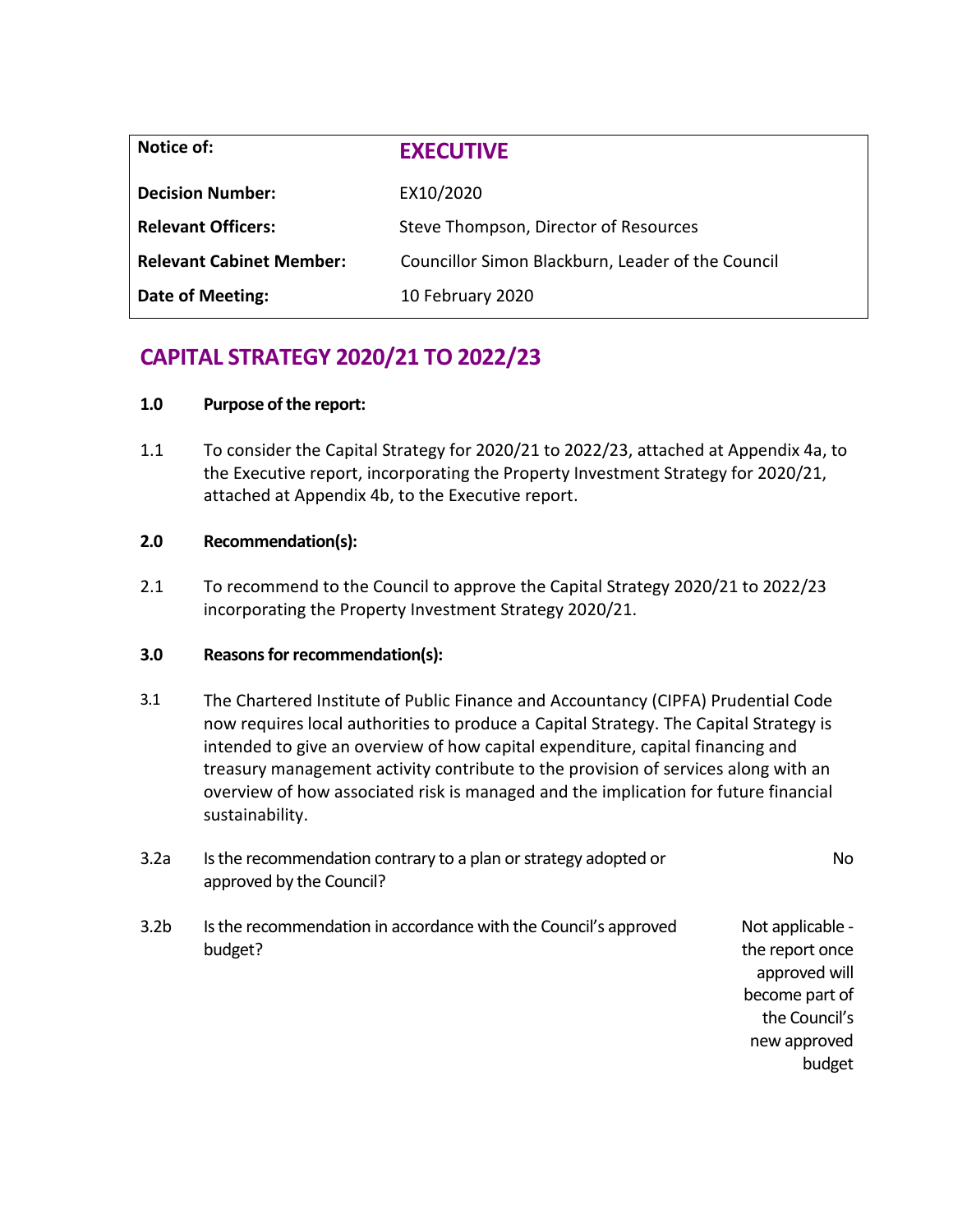| Notice of: | **EXECUTIVE** |
|---|---|
| **Decision Number:** | EX10/2020 |
| **Relevant Officers:** | Steve Thompson, Director of Resources |
| **Relevant Cabinet Member:** | Councillor Simon Blackburn, Leader of the Council |
| **Date of Meeting:** | 10 February 2020 |

# CAPITAL STRATEGY 2020/21 TO 2022/23

**1.0 Purpose of the report:**

1.1 To consider the Capital Strategy for 2020/21 to 2022/23, attached at Appendix 4a, to the Executive report, incorporating the Property Investment Strategy for 2020/21, attached at Appendix 4b, to the Executive report.

**2.0 Recommendation(s):**

2.1 To recommend to the Council to approve the Capital Strategy 2020/21 to 2022/23 incorporating the Property Investment Strategy 2020/21.

**3.0 Reasons for recommendation(s):**

3.1 The Chartered Institute of Public Finance and Accountancy (CIPFA) Prudential Code now requires local authorities to produce a Capital Strategy. The Capital Strategy is intended to give an overview of how capital expenditure, capital financing and treasury management activity contribute to the provision of services along with an overview of how associated risk is managed and the implication for future financial sustainability.

3.2a Is the recommendation contrary to a plan or strategy adopted or approved by the Council? No

3.2b Is the recommendation in accordance with the Council's approved budget? Not applicable - the report once approved will become part of the Council's new approved budget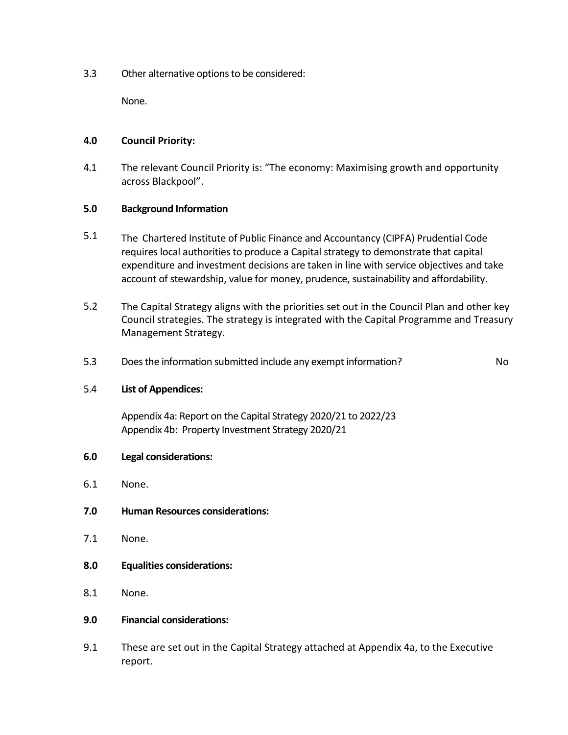3.3 Other alternative options to be considered:

None.

**4.0 Council Priority:**

4.1 The relevant Council Priority is: “The economy: Maximising growth and opportunity across Blackpool”.

**5.0 Background Information**

5.1 The Chartered Institute of Public Finance and Accountancy (CIPFA) Prudential Code requires local authorities to produce a Capital strategy to demonstrate that capital expenditure and investment decisions are taken in line with service objectives and take account of stewardship, value for money, prudence, sustainability and affordability.

5.2 The Capital Strategy aligns with the priorities set out in the Council Plan and other key Council strategies. The strategy is integrated with the Capital Programme and Treasury Management Strategy.

5.3 Does the information submitted include any exempt information? No

5.4 **List of Appendices:**

Appendix 4a: Report on the Capital Strategy 2020/21 to 2022/23
Appendix 4b: Property Investment Strategy 2020/21

**6.0 Legal considerations:**

6.1 None.

**7.0 Human Resources considerations:**

7.1 None.

**8.0 Equalities considerations:**

8.1 None.

**9.0 Financial considerations:**

9.1 These are set out in the Capital Strategy attached at Appendix 4a, to the Executive report.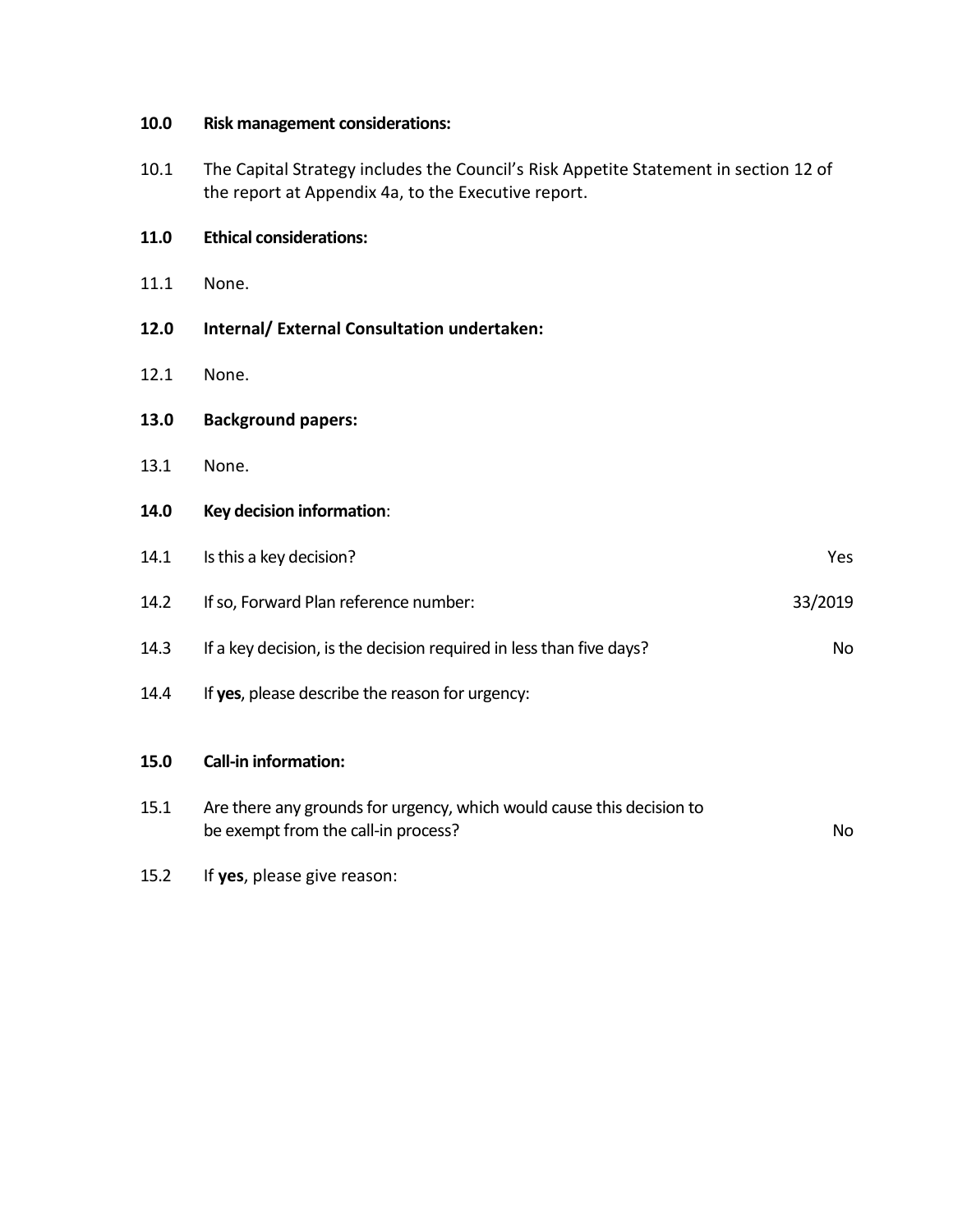**10.0 Risk management considerations:**

10.1 The Capital Strategy includes the Council's Risk Appetite Statement in section 12 of the report at Appendix 4a, to the Executive report.

**11.0 Ethical considerations:**

11.1 None.

**12.0 Internal/ External Consultation undertaken:**

12.1 None.

**13.0 Background papers:**

13.1 None.

**14.0 Key decision information**:

| | | |
|---|---|---|
| 14.1 | Is this a key decision? | Yes |
| 14.2 | If so, Forward Plan reference number: | 33/2019 |
| 14.3 | If a key decision, is the decision required in less than five days? | No |
| 14.4 | If **yes**, please describe the reason for urgency: | |

**15.0 Call-in information:**

| | | |
|---|---|---|
| 15.1 | Are there any grounds for urgency, which would cause this decision to be exempt from the call-in process? | No |
| 15.2 | If **yes**, please give reason: | |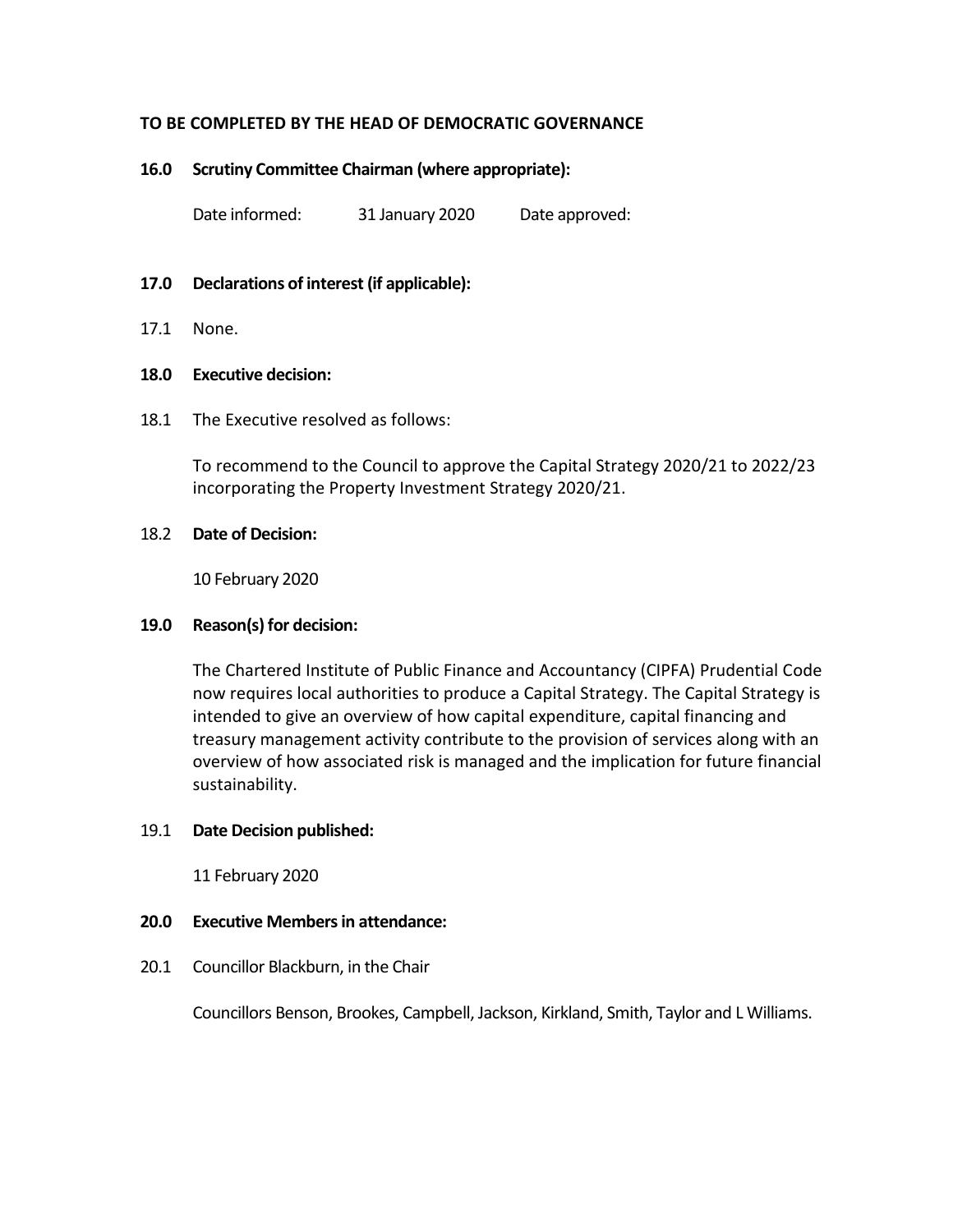**TO BE COMPLETED BY THE HEAD OF DEMOCRATIC GOVERNANCE**

**16.0 Scrutiny Committee Chairman (where appropriate):**

Date informed: 31 January 2020 Date approved:

**17.0 Declarations of interest (if applicable):**

17.1 None.

**18.0 Executive decision:**

18.1 The Executive resolved as follows:

To recommend to the Council to approve the Capital Strategy 2020/21 to 2022/23 incorporating the Property Investment Strategy 2020/21.

18.2 **Date of Decision:**

10 February 2020

**19.0 Reason(s) for decision:**

The Chartered Institute of Public Finance and Accountancy (CIPFA) Prudential Code now requires local authorities to produce a Capital Strategy. The Capital Strategy is intended to give an overview of how capital expenditure, capital financing and treasury management activity contribute to the provision of services along with an overview of how associated risk is managed and the implication for future financial sustainability.

19.1 **Date Decision published:**

11 February 2020

**20.0 Executive Members in attendance:**

20.1 Councillor Blackburn, in the Chair

Councillors Benson, Brookes, Campbell, Jackson, Kirkland, Smith, Taylor and L Williams.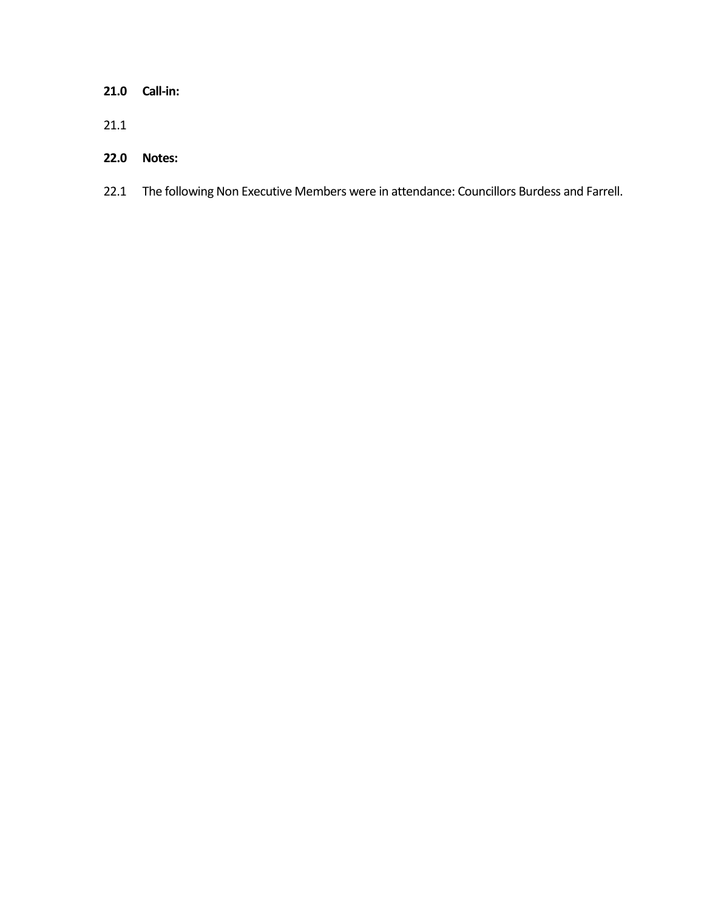**21.0 Call-in:**

21.1

**22.0 Notes:**

22.1 The following Non Executive Members were in attendance: Councillors Burdess and Farrell.